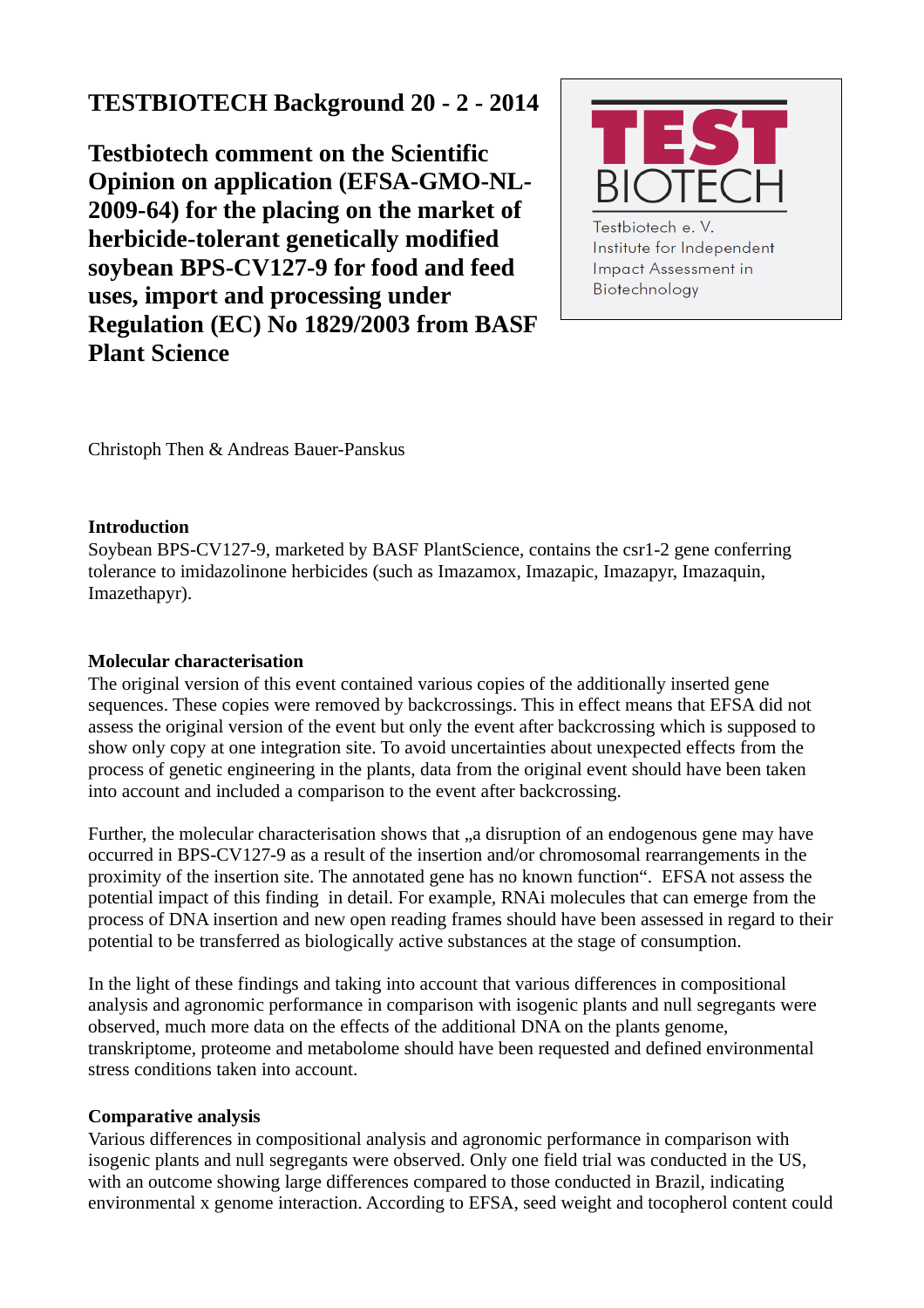# TESTBIOTECH Background 20 - 2 - 2014

## Testbiotech comment on the Scientific Opinion on application (EFSA-GMO-NL-2009-64) for the placing on the market of herbicide-tolerant genetically modified soybean BPS-CV127-9 for food and feed uses, import and processing under Regulation (EC) No 1829/2003 from BASF Plant Science

TEST BIOTECH
Testbiotech e. V.
Institute for Independent Impact Assessment in Biotechnology

Christoph Then & Andreas Bauer-Panskus

**Introduction**
Soybean BPS-CV127-9, marketed by BASF PlantScience, contains the csr1-2 gene conferring tolerance to imidazolinone herbicides (such as Imazamox, Imazapic, Imazapyr, Imazaquin, Imazethapyr).

**Molecular characterisation**
The original version of this event contained various copies of the additionally inserted gene sequences. These copies were removed by backcrossings. This in effect means that EFSA did not assess the original version of the event but only the event after backcrossing which is supposed to show only copy at one integration site. To avoid uncertainties about unexpected effects from the process of genetic engineering in the plants, data from the original event should have been taken into account and included a comparison to the event after backcrossing.

Further, the molecular characterisation shows that „a disruption of an endogenous gene may have occurred in BPS-CV127-9 as a result of the insertion and/or chromosomal rearrangements in the proximity of the insertion site. The annotated gene has no known function". EFSA not assess the potential impact of this finding in detail. For example, RNAi molecules that can emerge from the process of DNA insertion and new open reading frames should have been assessed in regard to their potential to be transferred as biologically active substances at the stage of consumption.

In the light of these findings and taking into account that various differences in compositional analysis and agronomic performance in comparison with isogenic plants and null segregants were observed, much more data on the effects of the additional DNA on the plants genome, transkriptome, proteome and metabolome should have been requested and defined environmental stress conditions taken into account.

**Comparative analysis**
Various differences in compositional analysis and agronomic performance in comparison with isogenic plants and null segregants were observed. Only one field trial was conducted in the US, with an outcome showing large differences compared to those conducted in Brazil, indicating environmental x genome interaction. According to EFSA, seed weight and tocopherol content could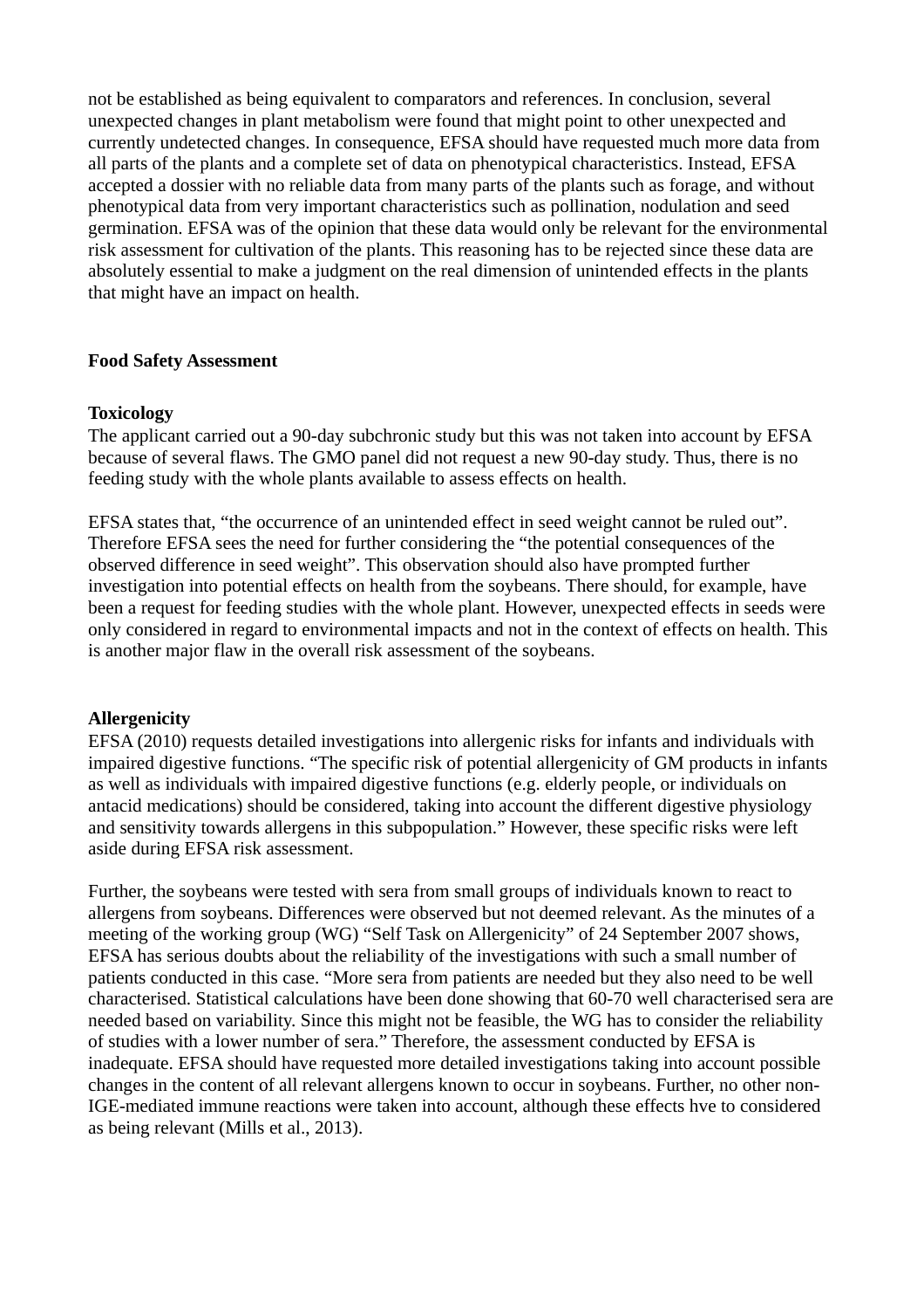not be established as being equivalent to comparators and references. In conclusion, several unexpected changes in plant metabolism were found that might point to other unexpected and currently undetected changes. In consequence, EFSA should have requested much more data from all parts of the plants and a complete set of data on phenotypical characteristics. Instead, EFSA accepted a dossier with no reliable data from many parts of the plants such as forage, and without phenotypical data from very important characteristics such as pollination, nodulation and seed germination. EFSA was of the opinion that these data would only be relevant for the environmental risk assessment for cultivation of the plants. This reasoning has to be rejected since these data are absolutely essential to make a judgment on the real dimension of unintended effects in the plants that might have an impact on health.

**Food Safety Assessment**

**Toxicology**

The applicant carried out a 90-day subchronic study but this was not taken into account by EFSA because of several flaws. The GMO panel did not request a new 90-day study. Thus, there is no feeding study with the whole plants available to assess effects on health.

EFSA states that, "the occurrence of an unintended effect in seed weight cannot be ruled out". Therefore EFSA sees the need for further considering the "the potential consequences of the observed difference in seed weight". This observation should also have prompted further investigation into potential effects on health from the soybeans. There should, for example, have been a request for feeding studies with the whole plant. However, unexpected effects in seeds were only considered in regard to environmental impacts and not in the context of effects on health. This is another major flaw in the overall risk assessment of the soybeans.

**Allergenicity**

EFSA (2010) requests detailed investigations into allergenic risks for infants and individuals with impaired digestive functions. "The specific risk of potential allergenicity of GM products in infants as well as individuals with impaired digestive functions (e.g. elderly people, or individuals on antacid medications) should be considered, taking into account the different digestive physiology and sensitivity towards allergens in this subpopulation." However, these specific risks were left aside during EFSA risk assessment.

Further, the soybeans were tested with sera from small groups of individuals known to react to allergens from soybeans. Differences were observed but not deemed relevant. As the minutes of a meeting of the working group (WG) "Self Task on Allergenicity" of 24 September 2007 shows, EFSA has serious doubts about the reliability of the investigations with such a small number of patients conducted in this case. "More sera from patients are needed but they also need to be well characterised. Statistical calculations have been done showing that 60-70 well characterised sera are needed based on variability. Since this might not be feasible, the WG has to consider the reliability of studies with a lower number of sera." Therefore, the assessment conducted by EFSA is inadequate. EFSA should have requested more detailed investigations taking into account possible changes in the content of all relevant allergens known to occur in soybeans. Further, no other non-IGE-mediated immune reactions were taken into account, although these effects hve to considered as being relevant (Mills et al., 2013).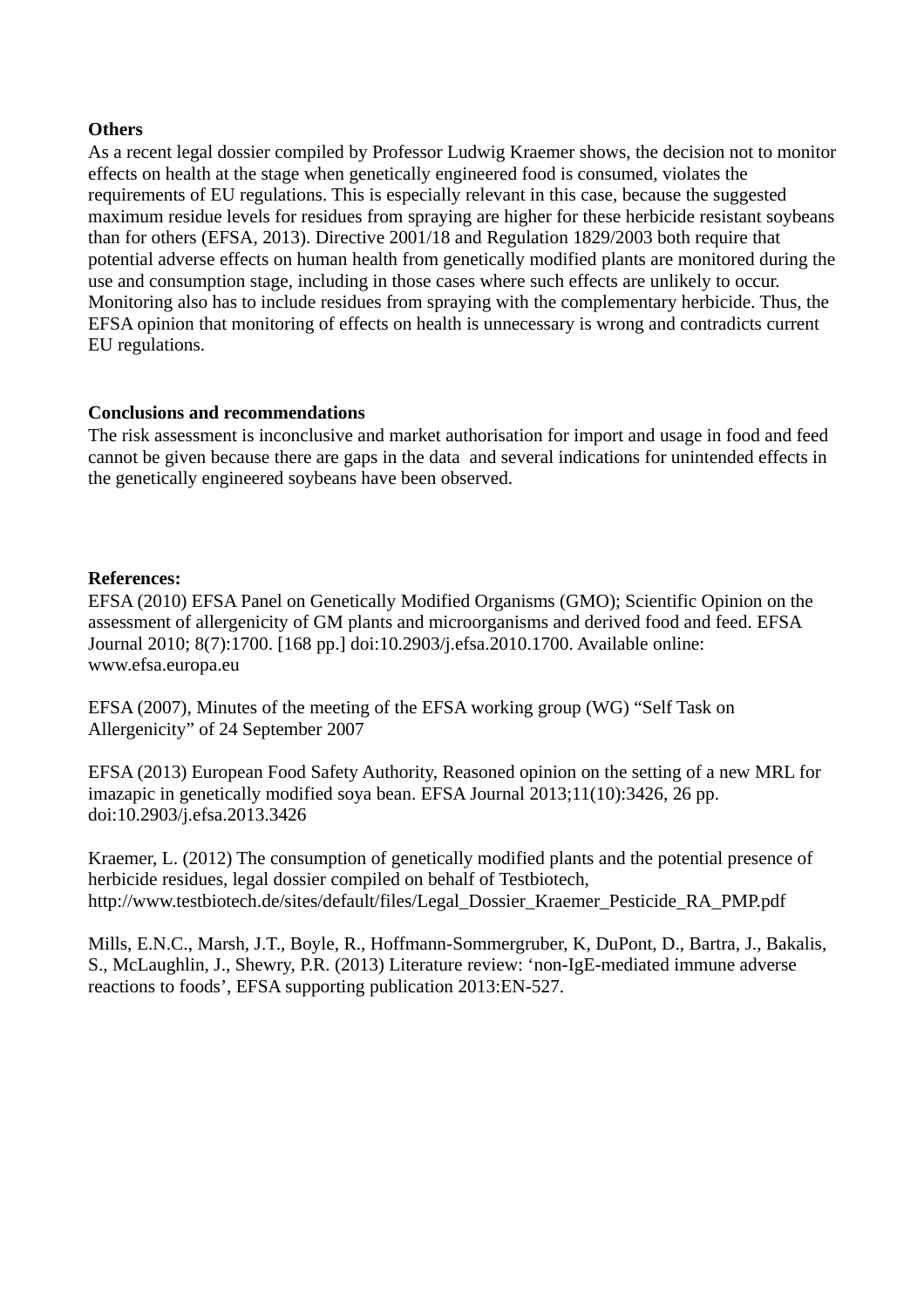**Others**

As a recent legal dossier compiled by Professor Ludwig Kraemer shows, the decision not to monitor effects on health at the stage when genetically engineered food is consumed, violates the requirements of EU regulations. This is especially relevant in this case, because the suggested maximum residue levels for residues from spraying are higher for these herbicide resistant soybeans than for others (EFSA, 2013). Directive 2001/18 and Regulation 1829/2003 both require that potential adverse effects on human health from genetically modified plants are monitored during the use and consumption stage, including in those cases where such effects are unlikely to occur. Monitoring also has to include residues from spraying with the complementary herbicide. Thus, the EFSA opinion that monitoring of effects on health is unnecessary is wrong and contradicts current EU regulations.

**Conclusions and recommendations**

The risk assessment is inconclusive and market authorisation for import and usage in food and feed cannot be given because there are gaps in the data and several indications for unintended effects in the genetically engineered soybeans have been observed.

**References:**

EFSA (2010) EFSA Panel on Genetically Modified Organisms (GMO); Scientific Opinion on the assessment of allergenicity of GM plants and microorganisms and derived food and feed. EFSA Journal 2010; 8(7):1700. [168 pp.] doi:10.2903/j.efsa.2010.1700. Available online: www.efsa.europa.eu

EFSA (2007), Minutes of the meeting of the EFSA working group (WG) "Self Task on Allergenicity" of 24 September 2007

EFSA (2013) European Food Safety Authority, Reasoned opinion on the setting of a new MRL for imazapic in genetically modified soya bean. EFSA Journal 2013;11(10):3426, 26 pp. doi:10.2903/j.efsa.2013.3426

Kraemer, L. (2012) The consumption of genetically modified plants and the potential presence of herbicide residues, legal dossier compiled on behalf of Testbiotech, http://www.testbiotech.de/sites/default/files/Legal_Dossier_Kraemer_Pesticide_RA_PMP.pdf

Mills, E.N.C., Marsh, J.T., Boyle, R., Hoffmann-Sommergruber, K, DuPont, D., Bartra, J., Bakalis, S., McLaughlin, J., Shewry, P.R. (2013) Literature review: 'non-IgE-mediated immune adverse reactions to foods', EFSA supporting publication 2013:EN-527.